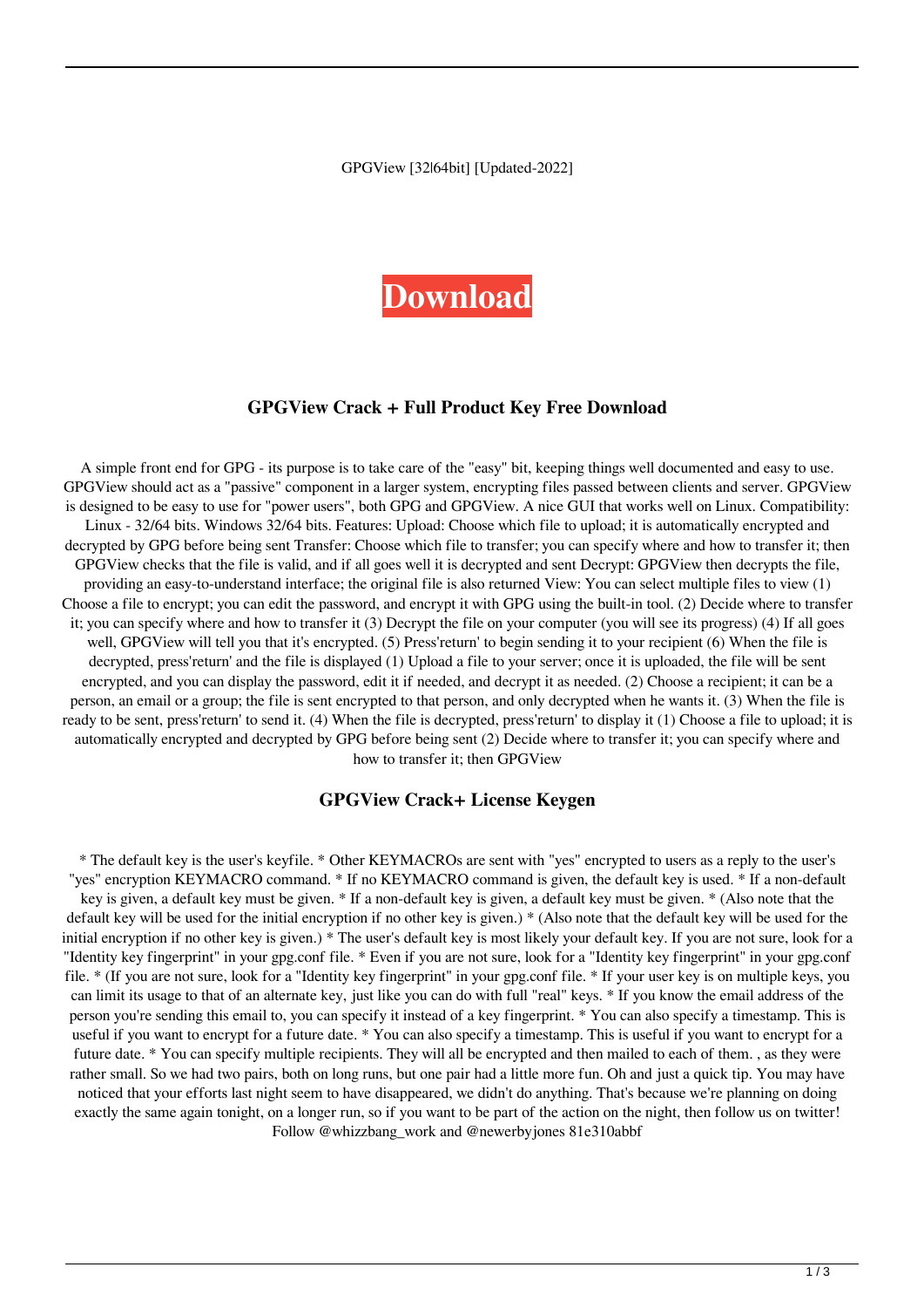GPGView [32|64bit] [Updated-2022]

**Download**

## GPGView Crack + Full Product Key Free Download

A simple front end for GPG - its purpose is to take care of the "easy" bit, keeping things well documented and easy to use. GPGView should act as a "passive" component in a larger system, encrypting files passed between clients and server. GPGView is designed to be easy to use for "power users", both GPG and GPGView. A nice GUI that works well on Linux. Compatibility: Linux - 32/64 bits. Windows 32/64 bits. Features: Upload: Choose which file to upload; it is automatically encrypted and decrypted by GPG before being sent Transfer: Choose which file to transfer; you can specify where and how to transfer it; then GPGView checks that the file is valid, and if all goes well it is decrypted and sent Decrypt: GPGView then decrypts the file, providing an easy-to-understand interface; the original file is also returned View: You can select multiple files to view (1) Choose a file to encrypt; you can edit the password, and encrypt it with GPG using the built-in tool. (2) Decide where to transfer it; you can specify where and how to transfer it (3) Decrypt the file on your computer (you will see its progress) (4) If all goes well, GPGView will tell you that it's encrypted. (5) Press'return' to begin sending it to your recipient (6) When the file is decrypted, press'return' and the file is displayed (1) Upload a file to your server; once it is uploaded, the file will be sent encrypted, and you can display the password, edit it if needed, and decrypt it as needed. (2) Choose a recipient; it can be a person, an email or a group; the file is sent encrypted to that person, and only decrypted when he wants it. (3) When the file is ready to be sent, press'return' to send it. (4) When the file is decrypted, press'return' to display it (1) Choose a file to upload; it is automatically encrypted and decrypted by GPG before being sent (2) Decide where to transfer it; you can specify where and how to transfer it; then GPGView

## GPGView Crack+ License Keygen

* The default key is the user's keyfile. * Other KEYMACROs are sent with "yes" encrypted to users as a reply to the user's "yes" encryption KEYMACRO command. * If no KEYMACRO command is given, the default key is used. * If a non-default key is given, a default key must be given. * If a non-default key is given, a default key must be given. * (Also note that the default key will be used for the initial encryption if no other key is given.) * (Also note that the default key will be used for the initial encryption if no other key is given.) * The user's default key is most likely your default key. If you are not sure, look for a "Identity key fingerprint" in your gpg.conf file. * Even if you are not sure, look for a "Identity key fingerprint" in your gpg.conf file. * (If you are not sure, look for a "Identity key fingerprint" in your gpg.conf file. * If your user key is on multiple keys, you can limit its usage to that of an alternate key, just like you can do with full "real" keys. * If you know the email address of the person you're sending this email to, you can specify it instead of a key fingerprint. * You can also specify a timestamp. This is useful if you want to encrypt for a future date. * You can also specify a timestamp. This is useful if you want to encrypt for a future date. * You can specify multiple recipients. They will all be encrypted and then mailed to each of them. , as they were rather small. So we had two pairs, both on long runs, but one pair had a little more fun. Oh and just a quick tip. You may have noticed that your efforts last night seem to have disappeared, we didn't do anything. That's because we're planning on doing exactly the same again tonight, on a longer run, so if you want to be part of the action on the night, then follow us on twitter! Follow @whizzbang_work and @newerbyjones 81e310abbf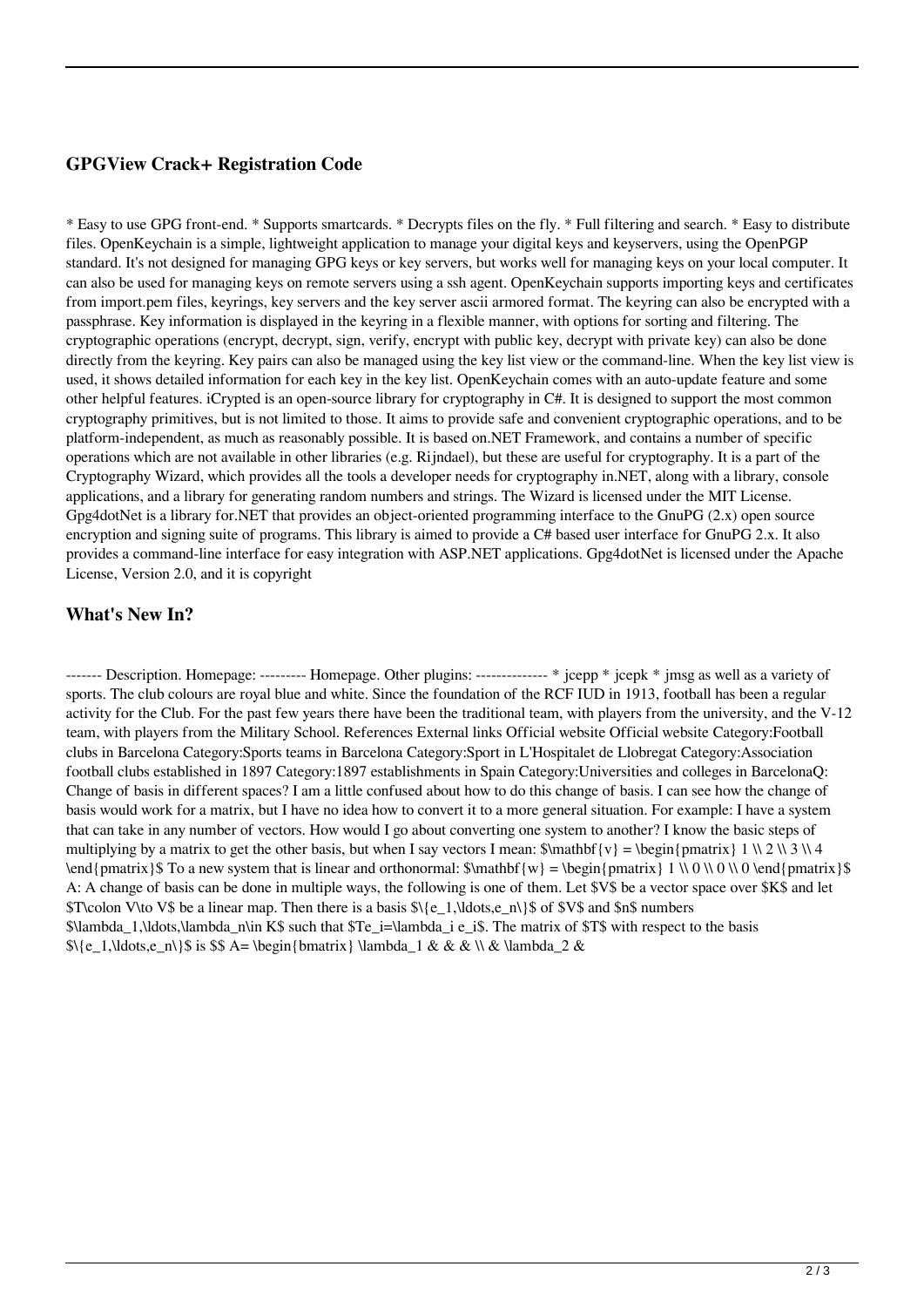## GPGView Crack+ Registration Code

* Easy to use GPG front-end. * Supports smartcards. * Decrypts files on the fly. * Full filtering and search. * Easy to distribute files. OpenKeychain is a simple, lightweight application to manage your digital keys and keyservers, using the OpenPGP standard. It's not designed for managing GPG keys or key servers, but works well for managing keys on your local computer. It can also be used for managing keys on remote servers using a ssh agent. OpenKeychain supports importing keys and certificates from import.pem files, keyrings, key servers and the key server ascii armored format. The keyring can also be encrypted with a passphrase. Key information is displayed in the keyring in a flexible manner, with options for sorting and filtering. The cryptographic operations (encrypt, decrypt, sign, verify, encrypt with public key, decrypt with private key) can also be done directly from the keyring. Key pairs can also be managed using the key list view or the command-line. When the key list view is used, it shows detailed information for each key in the key list. OpenKeychain comes with an auto-update feature and some other helpful features. iCrypted is an open-source library for cryptography in C#. It is designed to support the most common cryptography primitives, but is not limited to those. It aims to provide safe and convenient cryptographic operations, and to be platform-independent, as much as reasonably possible. It is based on.NET Framework, and contains a number of specific operations which are not available in other libraries (e.g. Rijndael), but these are useful for cryptography. It is a part of the Cryptography Wizard, which provides all the tools a developer needs for cryptography in.NET, along with a library, console applications, and a library for generating random numbers and strings. The Wizard is licensed under the MIT License. Gpg4dotNet is a library for.NET that provides an object-oriented programming interface to the GnuPG (2.x) open source encryption and signing suite of programs. This library is aimed to provide a C# based user interface for GnuPG 2.x. It also provides a command-line interface for easy integration with ASP.NET applications. Gpg4dotNet is licensed under the Apache License, Version 2.0, and it is copyright

## What's New In?

------- Description. Homepage: --------- Homepage. Other plugins: -------------- * jcepp * jcepk * jmsg as well as a variety of sports. The club colours are royal blue and white. Since the foundation of the RCF IUD in 1913, football has been a regular activity for the Club. For the past few years there have been the traditional team, with players from the university, and the V-12 team, with players from the Military School. References External links Official website Official website Category:Football clubs in Barcelona Category:Sports teams in Barcelona Category:Sport in L'Hospitalet de Llobregat Category:Association football clubs established in 1897 Category:1897 establishments in Spain Category:Universities and colleges in BarcelonaQ: Change of basis in different spaces? I am a little confused about how to do this change of basis. I can see how the change of basis would work for a matrix, but I have no idea how to convert it to a more general situation. For example: I have a system that can take in any number of vectors. How would I go about converting one system to another? I know the basic steps of multiplying by a matrix to get the other basis, but when I say vectors I mean: $\mathbf{v} = \begin{pmatrix} 1 \\ 2 \\ 3 \\ 4 \end{pmatrix}$ To a new system that is linear and orthonormal: $\mathbf{w} = \begin{pmatrix} 1 \\ 0 \\ 0 \\ 0 \end{pmatrix}$ A: A change of basis can be done in multiple ways, the following is one of them. Let $V$ be a vector space over $K$ and let $T\colon V\to V$ be a linear map. Then there is a basis $\{e_1,\ldots,e_n\}$ of $V$ and $n$ numbers $\lambda_1,\ldots,\lambda_n\in K$ such that $Te_i=\lambda_i e_i$. The matrix of $T$ with respect to the basis $\{e_1,\ldots,e_n\}$ is $$ A= \begin{bmatrix} \lambda_1 & & & \\ & \lambda_2 &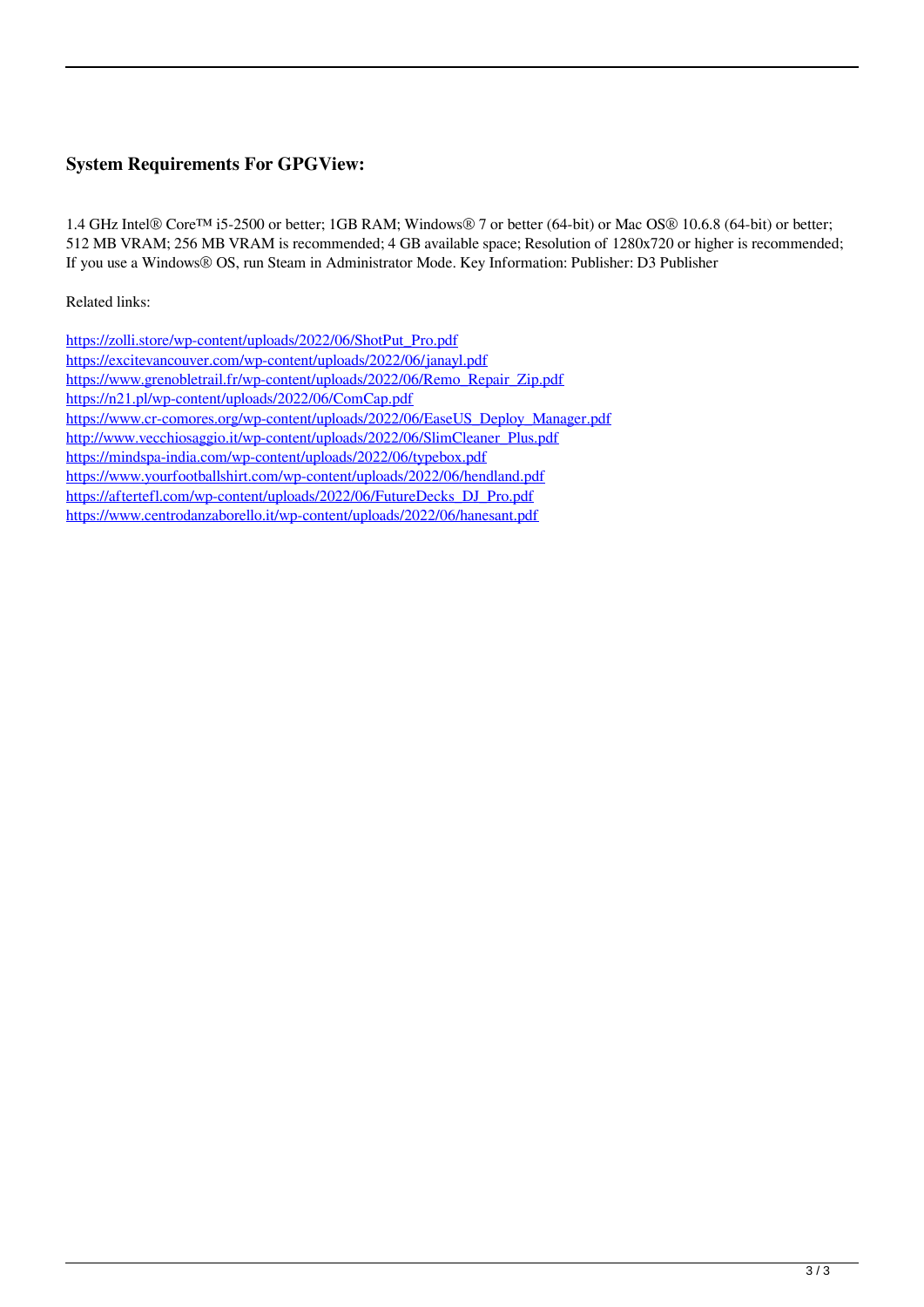### System Requirements For GPGView:

1.4 GHz Intel® Core™ i5-2500 or better; 1GB RAM; Windows® 7 or better (64-bit) or Mac OS® 10.6.8 (64-bit) or better; 512 MB VRAM; 256 MB VRAM is recommended; 4 GB available space; Resolution of 1280x720 or higher is recommended; If you use a Windows® OS, run Steam in Administrator Mode. Key Information: Publisher: D3 Publisher

Related links:

https://zolli.store/wp-content/uploads/2022/06/ShotPut_Pro.pdf
https://excitevancouver.com/wp-content/uploads/2022/06/janayl.pdf
https://www.grenobletrail.fr/wp-content/uploads/2022/06/Remo_Repair_Zip.pdf
https://n21.pl/wp-content/uploads/2022/06/ComCap.pdf
https://www.cr-comores.org/wp-content/uploads/2022/06/EaseUS_Deploy_Manager.pdf
http://www.vecchiosaggio.it/wp-content/uploads/2022/06/SlimCleaner_Plus.pdf
https://mindspa-india.com/wp-content/uploads/2022/06/typebox.pdf
https://www.yourfootballshirt.com/wp-content/uploads/2022/06/hendland.pdf
https://aftertefl.com/wp-content/uploads/2022/06/FutureDecks_DJ_Pro.pdf
https://www.centrodanzaborello.it/wp-content/uploads/2022/06/hanesant.pdf